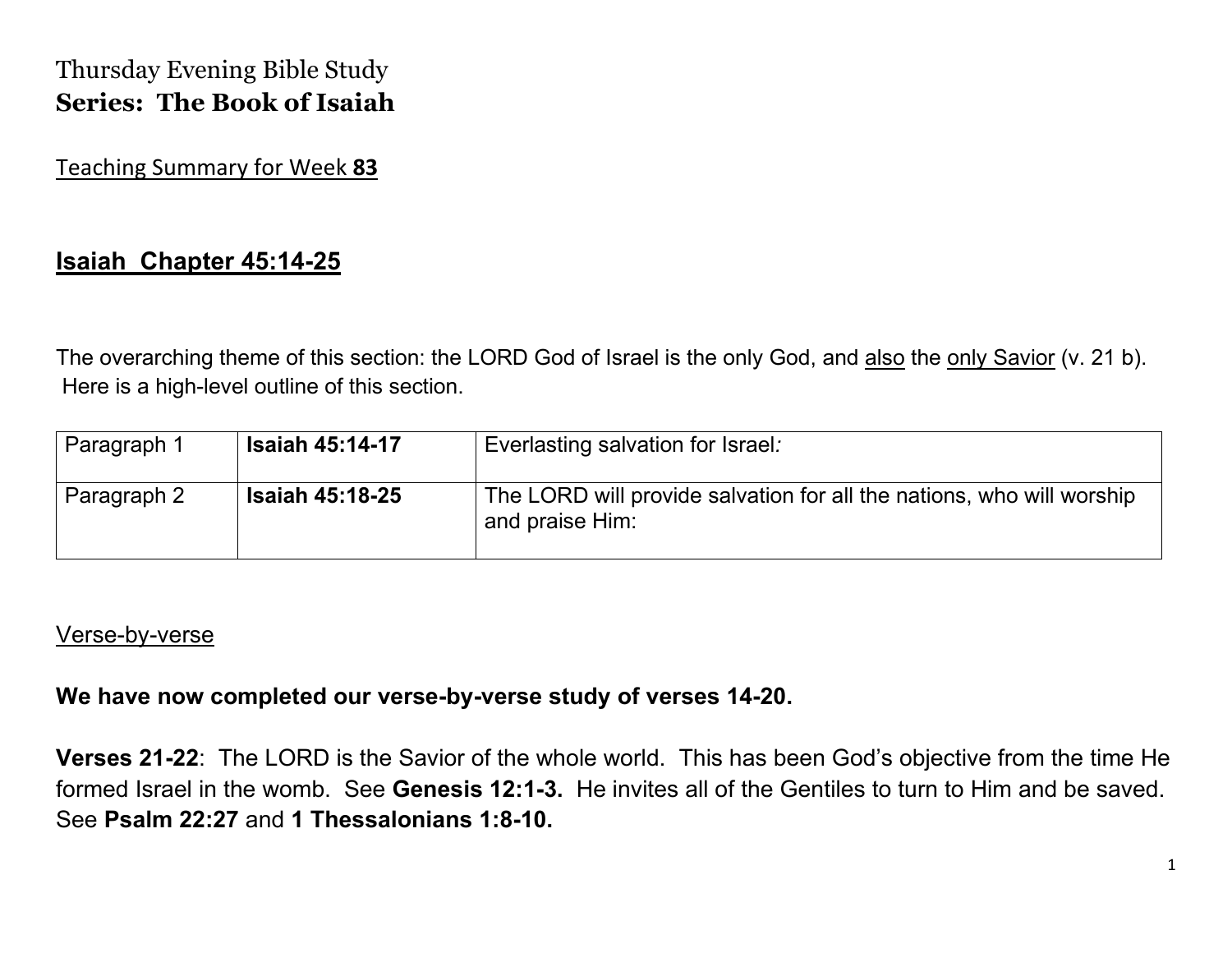Thursday Evening Bible Study

**Series: The Book of Isaiah**

Teaching Summary for Week **83**

## Isaiah Chapter 45:14-25

The overarching theme of this section: the LORD God of Israel is the only God, and also the only Savior (v. 21 b). Here is a high-level outline of this section.

| Paragraph 1 | **Isaiah 45:14-17** | Everlasting salvation for Israel*:* |
|---|---|---|
| Paragraph 2 | **Isaiah 45:18-25** | The LORD will provide salvation for all the nations, who will worship and praise Him: |

Verse-by-verse

**We have now completed our verse-by-verse study of verses 14-20.**

**Verses 21-22**: The LORD is the Savior of the whole world. This has been God's objective from the time He formed Israel in the womb. See **Genesis 12:1-3.** He invites all of the Gentiles to turn to Him and be saved. See **Psalm 22:27** and **1 Thessalonians 1:8-10.**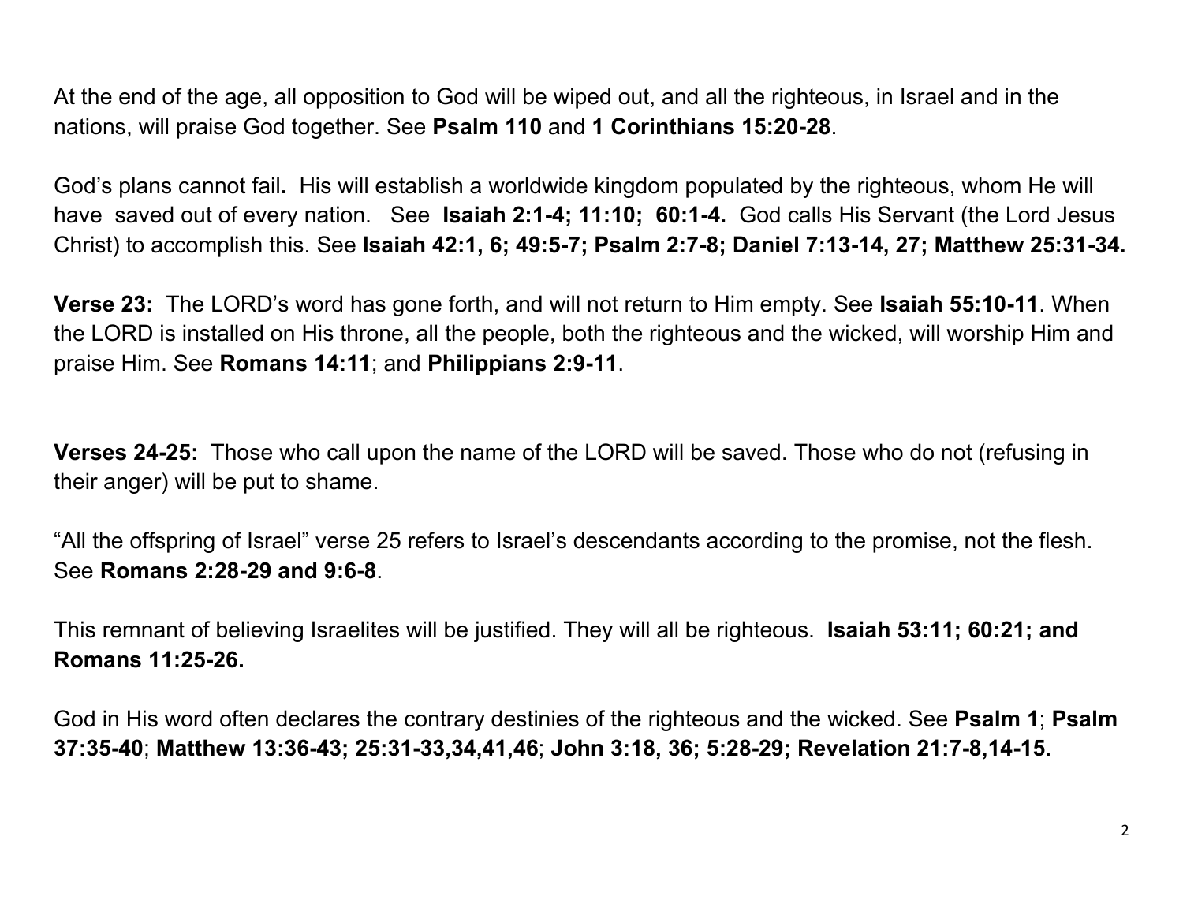At the end of the age, all opposition to God will be wiped out, and all the righteous, in Israel and in the nations, will praise God together. See **Psalm 110** and **1 Corinthians 15:20-28**.

God's plans cannot fail**.** His will establish a worldwide kingdom populated by the righteous, whom He will have saved out of every nation. See **Isaiah 2:1-4; 11:10; 60:1-4.** God calls His Servant (the Lord Jesus Christ) to accomplish this. See **Isaiah 42:1, 6; 49:5-7; Psalm 2:7-8; Daniel 7:13-14, 27; Matthew 25:31-34.**

**Verse 23:** The LORD's word has gone forth, and will not return to Him empty. See **Isaiah 55:10-11**. When the LORD is installed on His throne, all the people, both the righteous and the wicked, will worship Him and praise Him. See **Romans 14:11**; and **Philippians 2:9-11**.

**Verses 24-25:** Those who call upon the name of the LORD will be saved. Those who do not (refusing in their anger) will be put to shame.

"All the offspring of Israel" verse 25 refers to Israel's descendants according to the promise, not the flesh. See **Romans 2:28-29 and 9:6-8**.

This remnant of believing Israelites will be justified. They will all be righteous. **Isaiah 53:11; 60:21; and Romans 11:25-26.**

God in His word often declares the contrary destinies of the righteous and the wicked. See **Psalm 1**; **Psalm 37:35-40**; **Matthew 13:36-43; 25:31-33,34,41,46**; **John 3:18, 36; 5:28-29; Revelation 21:7-8,14-15.**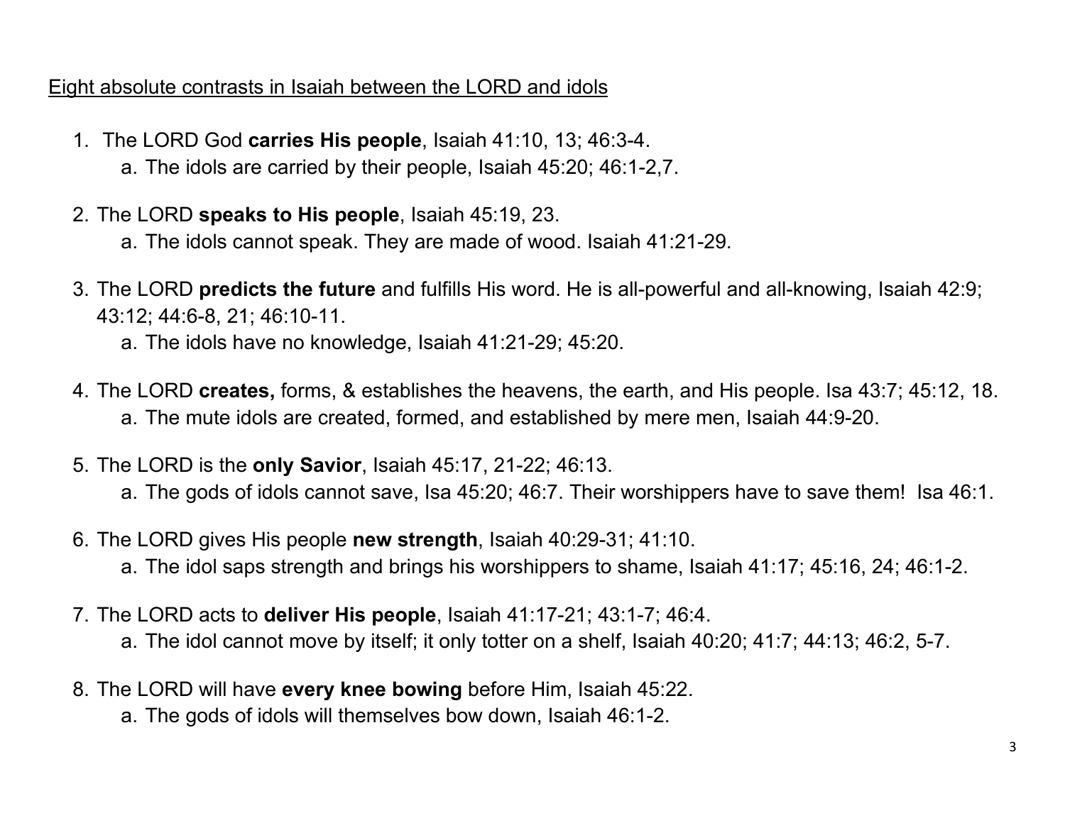<u>Eight absolute contrasts in Isaiah between the LORD and idols</u>

1. The LORD God **carries His people**, Isaiah 41:10, 13; 46:3-4.
    a. The idols are carried by their people, Isaiah 45:20; 46:1-2,7.

2. The LORD **speaks to His people**, Isaiah 45:19, 23.
    a. The idols cannot speak. They are made of wood. Isaiah 41:21-29.

3. The LORD **predicts the future** and fulfills His word. He is all-powerful and all-knowing, Isaiah 42:9; 43:12; 44:6-8, 21; 46:10-11.
    a. The idols have no knowledge, Isaiah 41:21-29; 45:20.

4. The LORD **creates,** forms, & establishes the heavens, the earth, and His people. Isa 43:7; 45:12, 18.
    a. The mute idols are created, formed, and established by mere men, Isaiah 44:9-20.

5. The LORD is the **only Savior**, Isaiah 45:17, 21-22; 46:13.
    a. The gods of idols cannot save, Isa 45:20; 46:7. Their worshippers have to save them! Isa 46:1.

6. The LORD gives His people **new strength**, Isaiah 40:29-31; 41:10.
    a. The idol saps strength and brings his worshippers to shame, Isaiah 41:17; 45:16, 24; 46:1-2.

7. The LORD acts to **deliver His people**, Isaiah 41:17-21; 43:1-7; 46:4.
    a. The idol cannot move by itself; it only totter on a shelf, Isaiah 40:20; 41:7; 44:13; 46:2, 5-7.

8. The LORD will have **every knee bowing** before Him, Isaiah 45:22.
    a. The gods of idols will themselves bow down, Isaiah 46:1-2.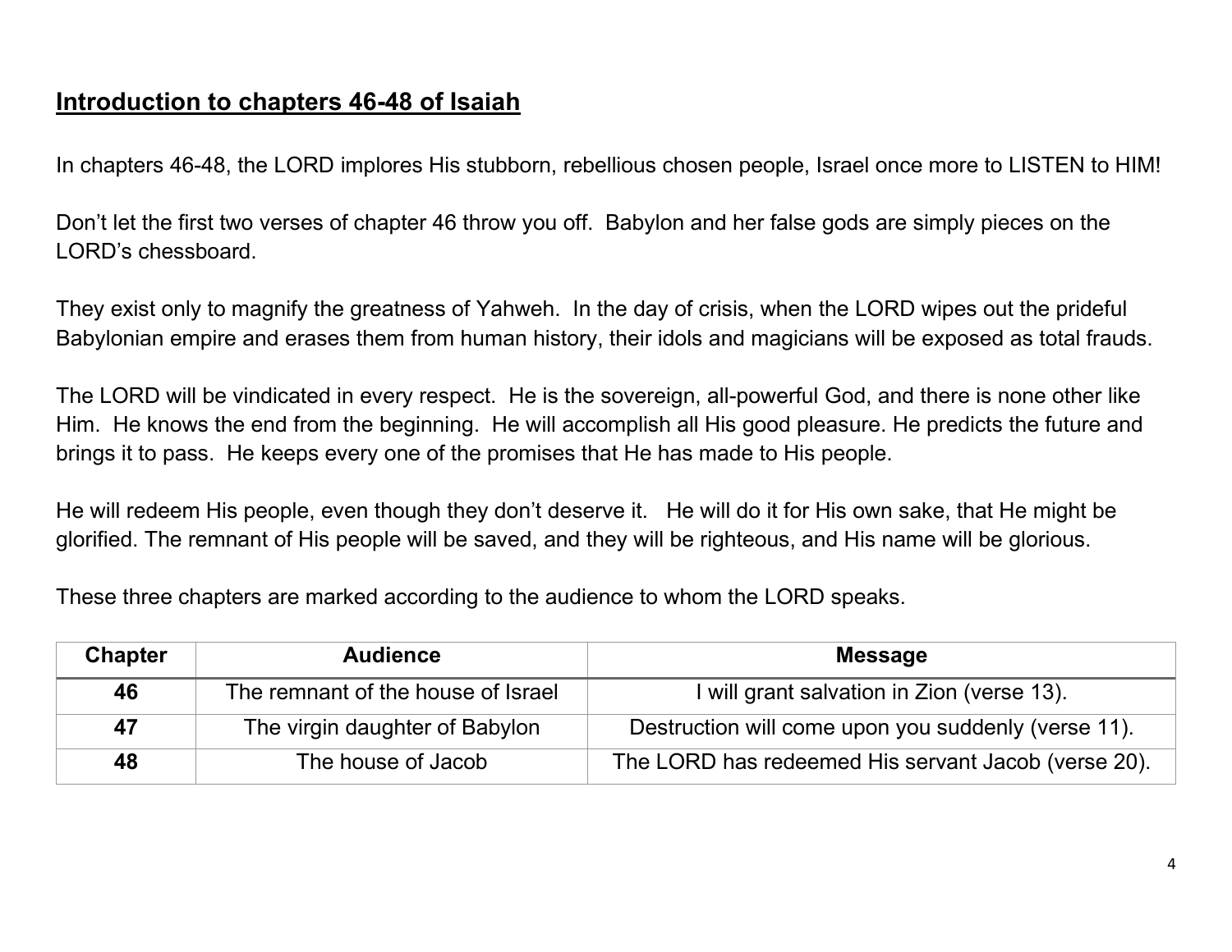## Introduction to chapters 46-48 of Isaiah

In chapters 46-48, the LORD implores His stubborn, rebellious chosen people, Israel once more to LISTEN to HIM!

Don't let the first two verses of chapter 46 throw you off. Babylon and her false gods are simply pieces on the LORD's chessboard.

They exist only to magnify the greatness of Yahweh. In the day of crisis, when the LORD wipes out the prideful Babylonian empire and erases them from human history, their idols and magicians will be exposed as total frauds.

The LORD will be vindicated in every respect. He is the sovereign, all-powerful God, and there is none other like Him. He knows the end from the beginning. He will accomplish all His good pleasure. He predicts the future and brings it to pass. He keeps every one of the promises that He has made to His people.

He will redeem His people, even though they don't deserve it. He will do it for His own sake, that He might be glorified. The remnant of His people will be saved, and they will be righteous, and His name will be glorious.

These three chapters are marked according to the audience to whom the LORD speaks.

| Chapter | Audience | Message |
|---|---|---|
| **46** | The remnant of the house of Israel | I will grant salvation in Zion (verse 13). |
| **47** | The virgin daughter of Babylon | Destruction will come upon you suddenly (verse 11). |
| **48** | The house of Jacob | The LORD has redeemed His servant Jacob (verse 20). |